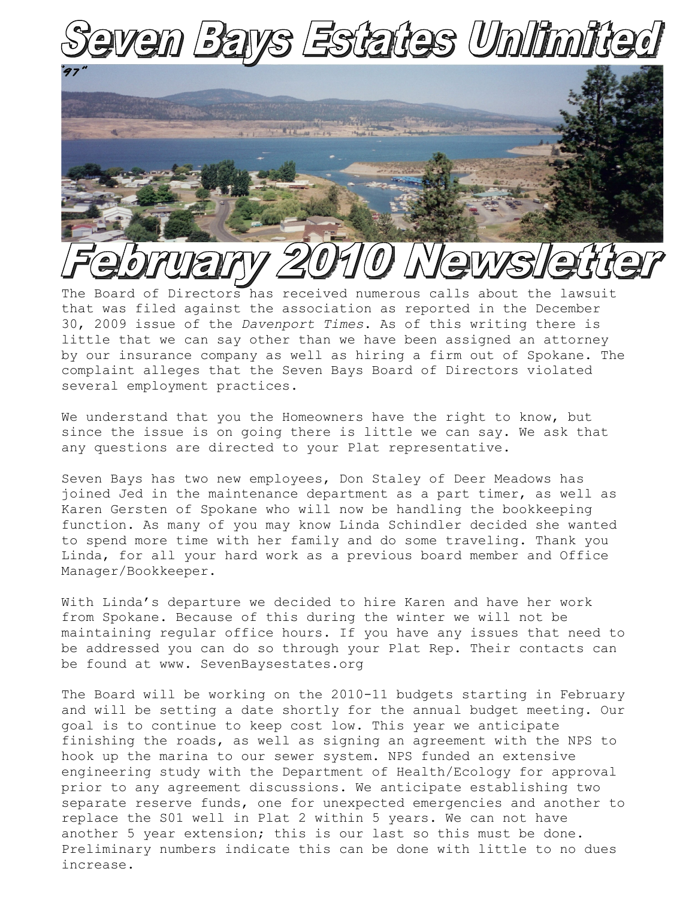# Seven Bays Estates Unlimited

# February 2010 Newsletter

The Board of Directors has received numerous calls about the lawsuit that was filed against the association as reported in the December 30, 2009 issue of the *Davenport Times*. As of this writing there is little that we can say other than we have been assigned an attorney by our insurance company as well as hiring a firm out of Spokane. The complaint alleges that the Seven Bays Board of Directors violated several employment practices.

We understand that you the Homeowners have the right to know, but since the issue is on going there is little we can say. We ask that any questions are directed to your Plat representative.

Seven Bays has two new employees, Don Staley of Deer Meadows has joined Jed in the maintenance department as a part timer, as well as Karen Gersten of Spokane who will now be handling the bookkeeping function. As many of you may know Linda Schindler decided she wanted to spend more time with her family and do some traveling. Thank you Linda, for all your hard work as a previous board member and Office Manager/Bookkeeper.

With Linda's departure we decided to hire Karen and have her work from Spokane. Because of this during the winter we will not be maintaining regular office hours. If you have any issues that need to be addressed you can do so through your Plat Rep. Their contacts can be found at www. SevenBaysestates.org

The Board will be working on the 2010-11 budgets starting in February and will be setting a date shortly for the annual budget meeting. Our goal is to continue to keep cost low. This year we anticipate finishing the roads, as well as signing an agreement with the NPS to hook up the marina to our sewer system. NPS funded an extensive engineering study with the Department of Health/Ecology for approval prior to any agreement discussions. We anticipate establishing two separate reserve funds, one for unexpected emergencies and another to replace the S01 well in Plat 2 within 5 years. We can not have another 5 year extension; this is our last so this must be done. Preliminary numbers indicate this can be done with little to no dues increase.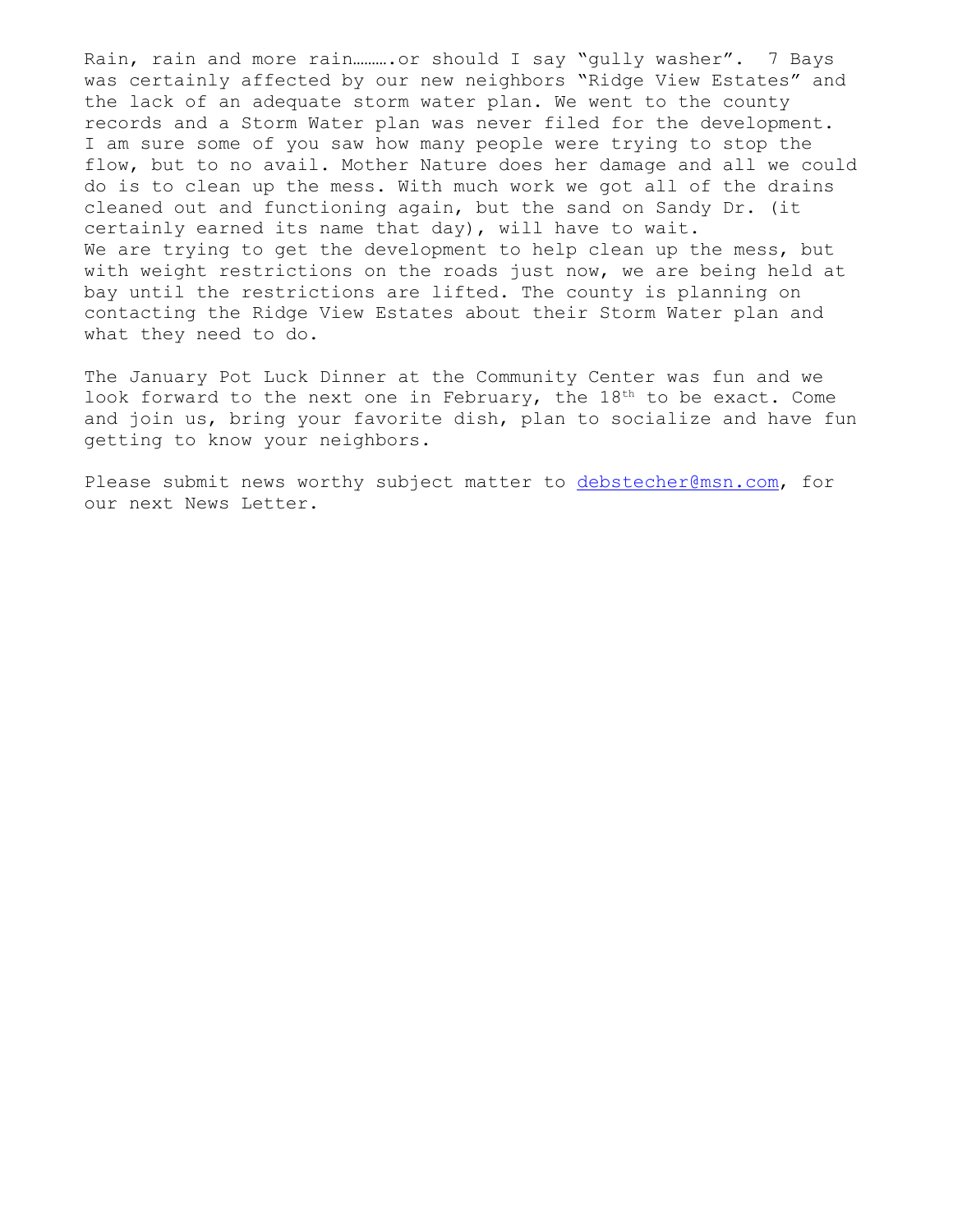Rain, rain and more rain……….or should I say "gully washer". 7 Bays was certainly affected by our new neighbors "Ridge View Estates" and the lack of an adequate storm water plan. We went to the county records and a Storm Water plan was never filed for the development. I am sure some of you saw how many people were trying to stop the flow, but to no avail. Mother Nature does her damage and all we could do is to clean up the mess. With much work we got all of the drains cleaned out and functioning again, but the sand on Sandy Dr. (it certainly earned its name that day), will have to wait.
We are trying to get the development to help clean up the mess, but with weight restrictions on the roads just now, we are being held at bay until the restrictions are lifted. The county is planning on contacting the Ridge View Estates about their Storm Water plan and what they need to do.

The January Pot Luck Dinner at the Community Center was fun and we look forward to the next one in February, the 18th to be exact. Come and join us, bring your favorite dish, plan to socialize and have fun getting to know your neighbors.

Please submit news worthy subject matter to debstecher@msn.com, for our next News Letter.